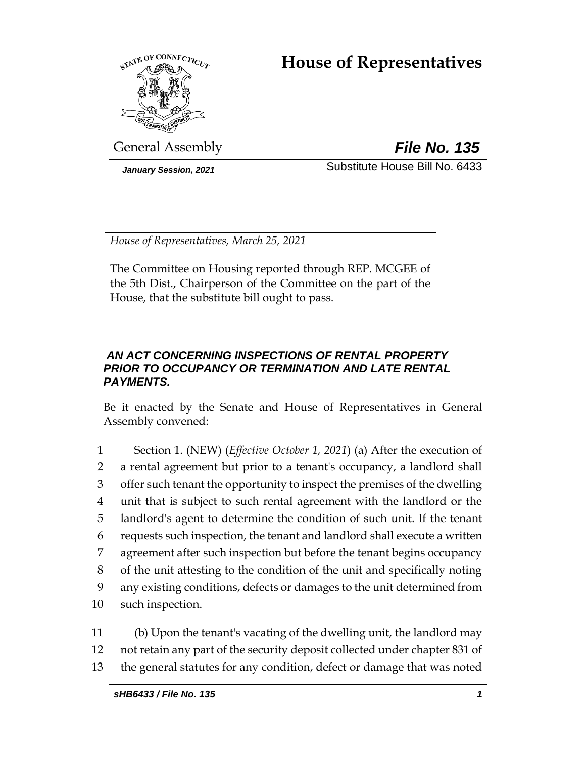# House of Representatives

General Assembly

***File No. 135***

*January Session, 2021*

Substitute House Bill No. 6433

*House of Representatives, March 25, 2021*

The Committee on Housing reported through REP. MCGEE of the 5th Dist., Chairperson of the Committee on the part of the House, that the substitute bill ought to pass.

***AN ACT CONCERNING INSPECTIONS OF RENTAL PROPERTY PRIOR TO OCCUPANCY OR TERMINATION AND LATE RENTAL PAYMENTS.***

Be it enacted by the Senate and House of Representatives in General Assembly convened:

1 Section 1. (NEW) (*Effective October 1, 2021*) (a) After the execution of
2 a rental agreement but prior to a tenant's occupancy, a landlord shall
3 offer such tenant the opportunity to inspect the premises of the dwelling
4 unit that is subject to such rental agreement with the landlord or the
5 landlord's agent to determine the condition of such unit. If the tenant
6 requests such inspection, the tenant and landlord shall execute a written
7 agreement after such inspection but before the tenant begins occupancy
8 of the unit attesting to the condition of the unit and specifically noting
9 any existing conditions, defects or damages to the unit determined from
10 such inspection.

11 (b) Upon the tenant's vacating of the dwelling unit, the landlord may
12 not retain any part of the security deposit collected under chapter 831 of
13 the general statutes for any condition, defect or damage that was noted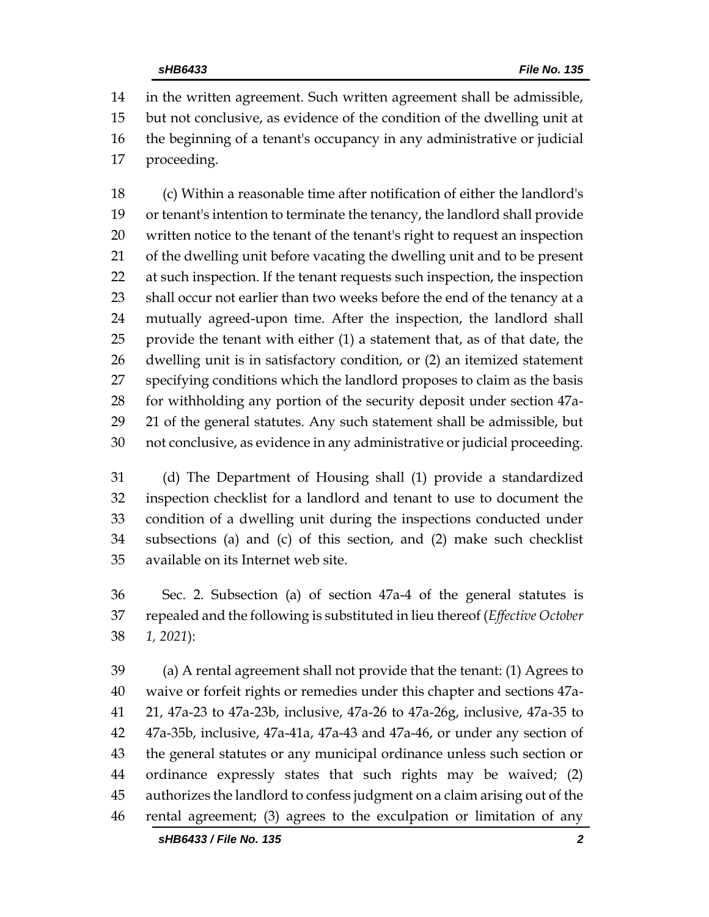in the written agreement. Such written agreement shall be admissible, but not conclusive, as evidence of the condition of the dwelling unit at the beginning of a tenant's occupancy in any administrative or judicial proceeding.

(c) Within a reasonable time after notification of either the landlord's or tenant's intention to terminate the tenancy, the landlord shall provide written notice to the tenant of the tenant's right to request an inspection of the dwelling unit before vacating the dwelling unit and to be present at such inspection. If the tenant requests such inspection, the inspection shall occur not earlier than two weeks before the end of the tenancy at a mutually agreed-upon time. After the inspection, the landlord shall provide the tenant with either (1) a statement that, as of that date, the dwelling unit is in satisfactory condition, or (2) an itemized statement specifying conditions which the landlord proposes to claim as the basis for withholding any portion of the security deposit under section 47a-21 of the general statutes. Any such statement shall be admissible, but not conclusive, as evidence in any administrative or judicial proceeding.

(d) The Department of Housing shall (1) provide a standardized inspection checklist for a landlord and tenant to use to document the condition of a dwelling unit during the inspections conducted under subsections (a) and (c) of this section, and (2) make such checklist available on its Internet web site.

Sec. 2. Subsection (a) of section 47a-4 of the general statutes is repealed and the following is substituted in lieu thereof (*Effective October 1, 2021*):

(a) A rental agreement shall not provide that the tenant: (1) Agrees to waive or forfeit rights or remedies under this chapter and sections 47a-21, 47a-23 to 47a-23b, inclusive, 47a-26 to 47a-26g, inclusive, 47a-35 to 47a-35b, inclusive, 47a-41a, 47a-43 and 47a-46, or under any section of the general statutes or any municipal ordinance unless such section or ordinance expressly states that such rights may be waived; (2) authorizes the landlord to confess judgment on a claim arising out of the rental agreement; (3) agrees to the exculpation or limitation of any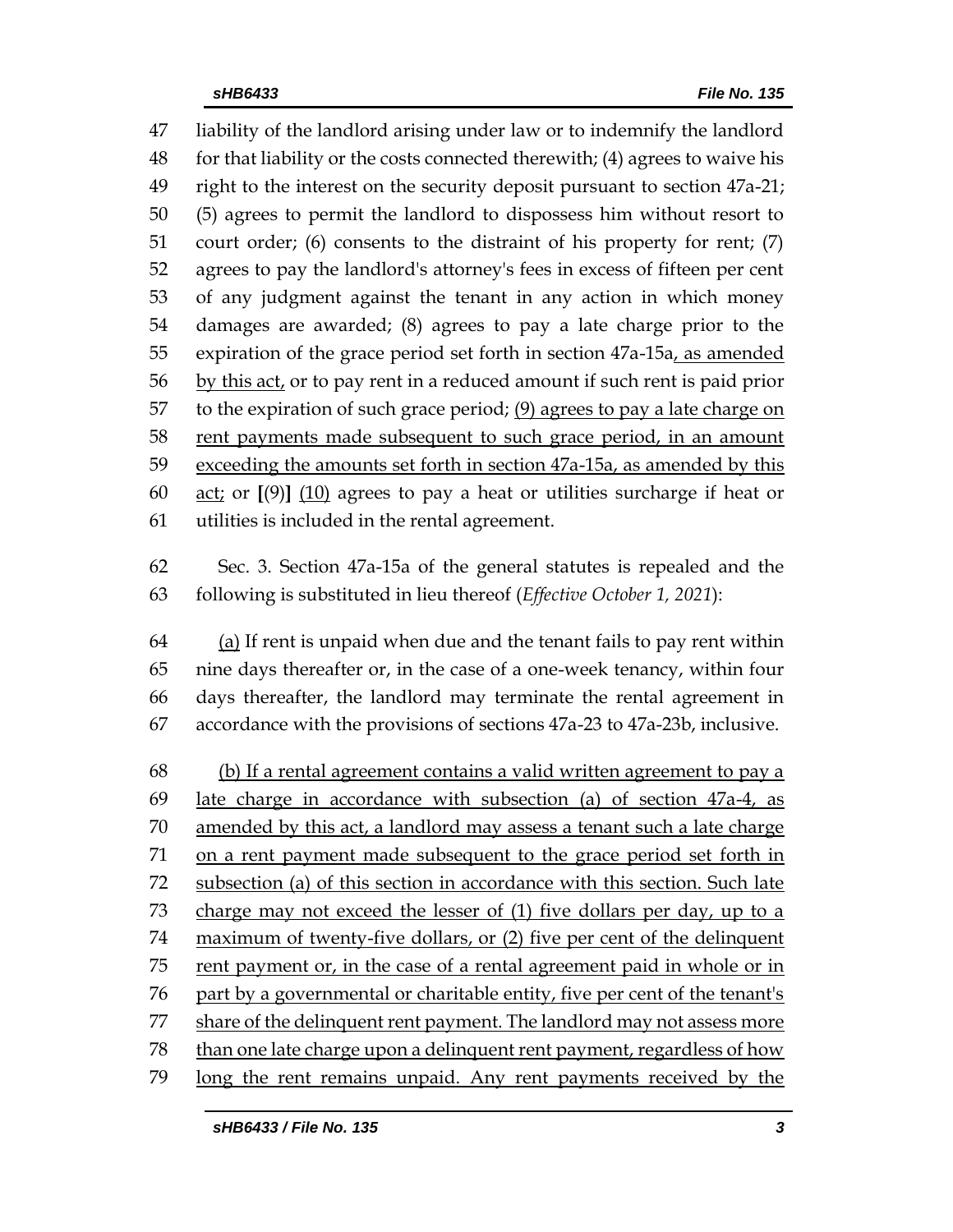liability of the landlord arising under law or to indemnify the landlord for that liability or the costs connected therewith; (4) agrees to waive his right to the interest on the security deposit pursuant to section 47a-21; (5) agrees to permit the landlord to dispossess him without resort to court order; (6) consents to the distraint of his property for rent; (7) agrees to pay the landlord's attorney's fees in excess of fifteen per cent of any judgment against the tenant in any action in which money damages are awarded; (8) agrees to pay a late charge prior to the expiration of the grace period set forth in section 47a-15a, as amended by this act, or to pay rent in a reduced amount if such rent is paid prior to the expiration of such grace period; (9) agrees to pay a late charge on rent payments made subsequent to such grace period, in an amount exceeding the amounts set forth in section 47a-15a, as amended by this act; or **[**(9)**]** (10) agrees to pay a heat or utilities surcharge if heat or utilities is included in the rental agreement.

Sec. 3. Section 47a-15a of the general statutes is repealed and the following is substituted in lieu thereof (*Effective October 1, 2021*):

(a) If rent is unpaid when due and the tenant fails to pay rent within nine days thereafter or, in the case of a one-week tenancy, within four days thereafter, the landlord may terminate the rental agreement in accordance with the provisions of sections 47a-23 to 47a-23b, inclusive.

(b) If a rental agreement contains a valid written agreement to pay a late charge in accordance with subsection (a) of section 47a-4, as amended by this act, a landlord may assess a tenant such a late charge on a rent payment made subsequent to the grace period set forth in subsection (a) of this section in accordance with this section. Such late charge may not exceed the lesser of (1) five dollars per day, up to a maximum of twenty-five dollars, or (2) five per cent of the delinquent rent payment or, in the case of a rental agreement paid in whole or in part by a governmental or charitable entity, five per cent of the tenant's share of the delinquent rent payment. The landlord may not assess more than one late charge upon a delinquent rent payment, regardless of how long the rent remains unpaid. Any rent payments received by the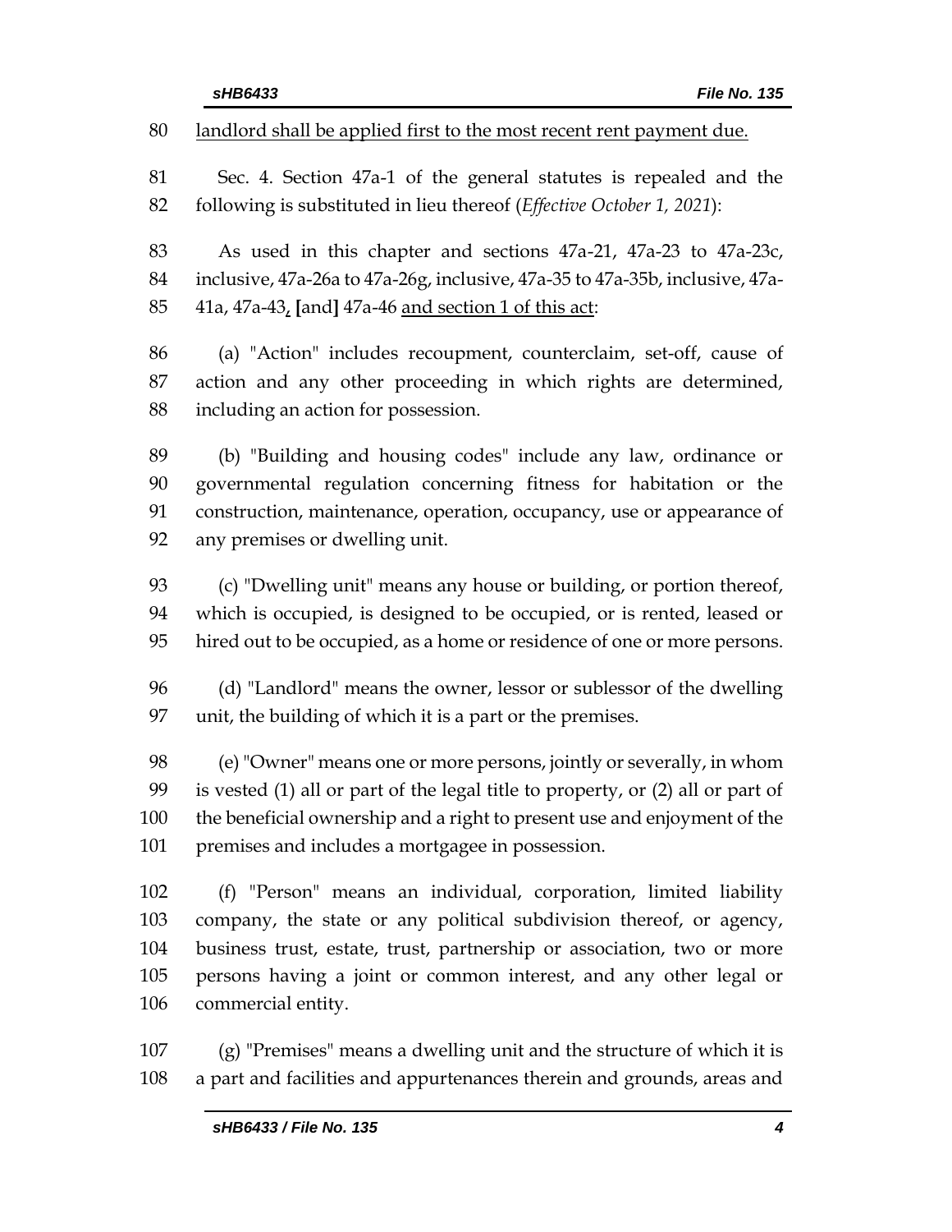landlord shall be applied first to the most recent rent payment due.

Sec. 4. Section 47a-1 of the general statutes is repealed and the following is substituted in lieu thereof (*Effective October 1, 2021*):

As used in this chapter and sections 47a-21, 47a-23 to 47a-23c, inclusive, 47a-26a to 47a-26g, inclusive, 47a-35 to 47a-35b, inclusive, 47a-41a, 47a-43, [and] 47a-46 and section 1 of this act:

(a) "Action" includes recoupment, counterclaim, set-off, cause of action and any other proceeding in which rights are determined, including an action for possession.

(b) "Building and housing codes" include any law, ordinance or governmental regulation concerning fitness for habitation or the construction, maintenance, operation, occupancy, use or appearance of any premises or dwelling unit.

(c) "Dwelling unit" means any house or building, or portion thereof, which is occupied, is designed to be occupied, or is rented, leased or hired out to be occupied, as a home or residence of one or more persons.

(d) "Landlord" means the owner, lessor or sublessor of the dwelling unit, the building of which it is a part or the premises.

(e) "Owner" means one or more persons, jointly or severally, in whom is vested (1) all or part of the legal title to property, or (2) all or part of the beneficial ownership and a right to present use and enjoyment of the premises and includes a mortgagee in possession.

(f) "Person" means an individual, corporation, limited liability company, the state or any political subdivision thereof, or agency, business trust, estate, trust, partnership or association, two or more persons having a joint or common interest, and any other legal or commercial entity.

(g) "Premises" means a dwelling unit and the structure of which it is a part and facilities and appurtenances therein and grounds, areas and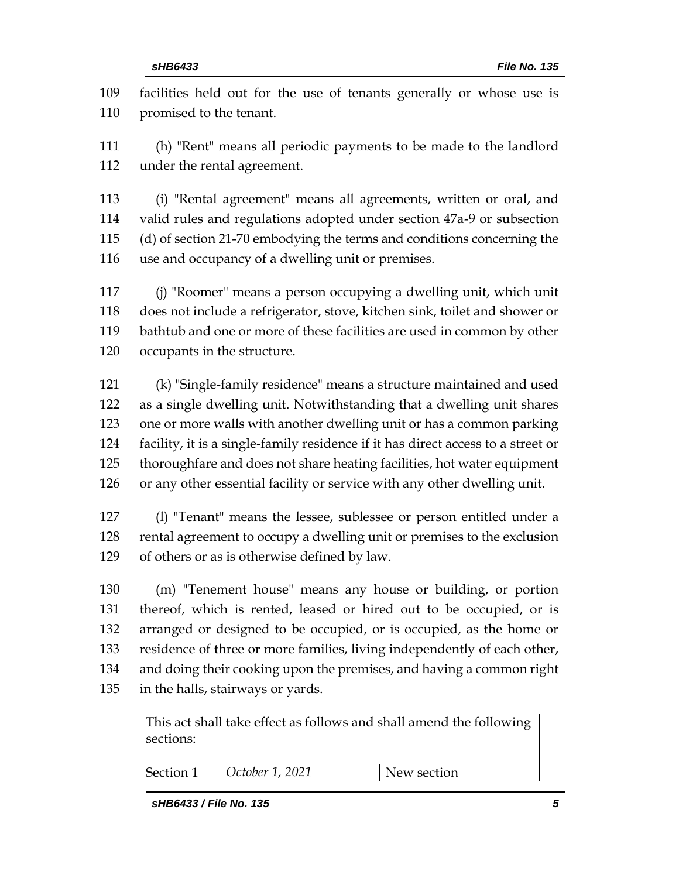facilities held out for the use of tenants generally or whose use is promised to the tenant.

(h) "Rent" means all periodic payments to be made to the landlord under the rental agreement.

(i) "Rental agreement" means all agreements, written or oral, and valid rules and regulations adopted under section 47a-9 or subsection (d) of section 21-70 embodying the terms and conditions concerning the use and occupancy of a dwelling unit or premises.

(j) "Roomer" means a person occupying a dwelling unit, which unit does not include a refrigerator, stove, kitchen sink, toilet and shower or bathtub and one or more of these facilities are used in common by other occupants in the structure.

(k) "Single-family residence" means a structure maintained and used as a single dwelling unit. Notwithstanding that a dwelling unit shares one or more walls with another dwelling unit or has a common parking facility, it is a single-family residence if it has direct access to a street or thoroughfare and does not share heating facilities, hot water equipment or any other essential facility or service with any other dwelling unit.

(l) "Tenant" means the lessee, sublessee or person entitled under a rental agreement to occupy a dwelling unit or premises to the exclusion of others or as is otherwise defined by law.

(m) "Tenement house" means any house or building, or portion thereof, which is rented, leased or hired out to be occupied, or is arranged or designed to be occupied, or is occupied, as the home or residence of three or more families, living independently of each other, and doing their cooking upon the premises, and having a common right in the halls, stairways or yards.

| This act shall take effect as follows and shall amend the following sections: | | |
|---|---|---|
| Section 1 | *October 1, 2021* | New section |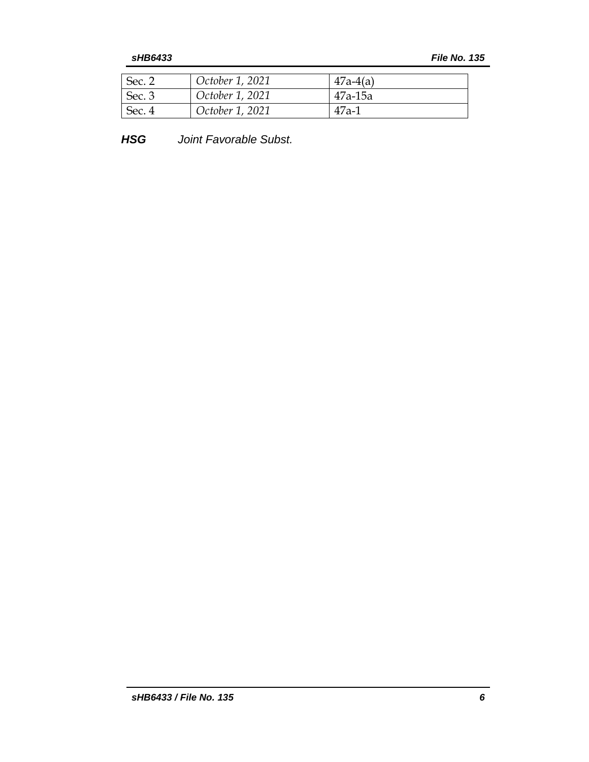| Sec. 2 | *October 1, 2021* | 47a-4(a) |
|---|---|---|
| Sec. 3 | *October 1, 2021* | 47a-15a |
| Sec. 4 | *October 1, 2021* | 47a-1 |

***HSG*** *Joint Favorable Subst.*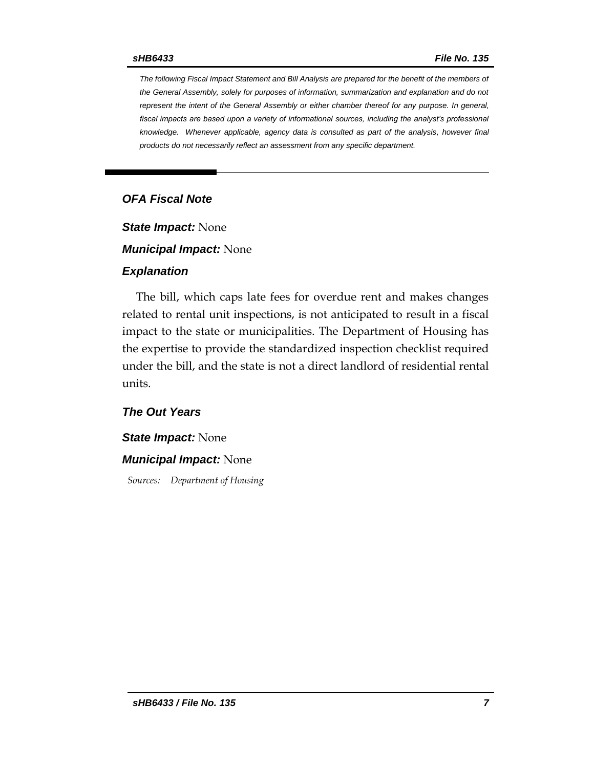*The following Fiscal Impact Statement and Bill Analysis are prepared for the benefit of the members of the General Assembly, solely for purposes of information, summarization and explanation and do not represent the intent of the General Assembly or either chamber thereof for any purpose. In general, fiscal impacts are based upon a variety of informational sources, including the analyst's professional knowledge. Whenever applicable, agency data is consulted as part of the analysis, however final products do not necessarily reflect an assessment from any specific department.*

## *OFA Fiscal Note*

***State Impact:*** None

***Municipal Impact:*** None

### *Explanation*

The bill, which caps late fees for overdue rent and makes changes related to rental unit inspections, is not anticipated to result in a fiscal impact to the state or municipalities. The Department of Housing has the expertise to provide the standardized inspection checklist required under the bill, and the state is not a direct landlord of residential rental units.

### *The Out Years*

***State Impact:*** None

***Municipal Impact:*** None

*Sources: Department of Housing*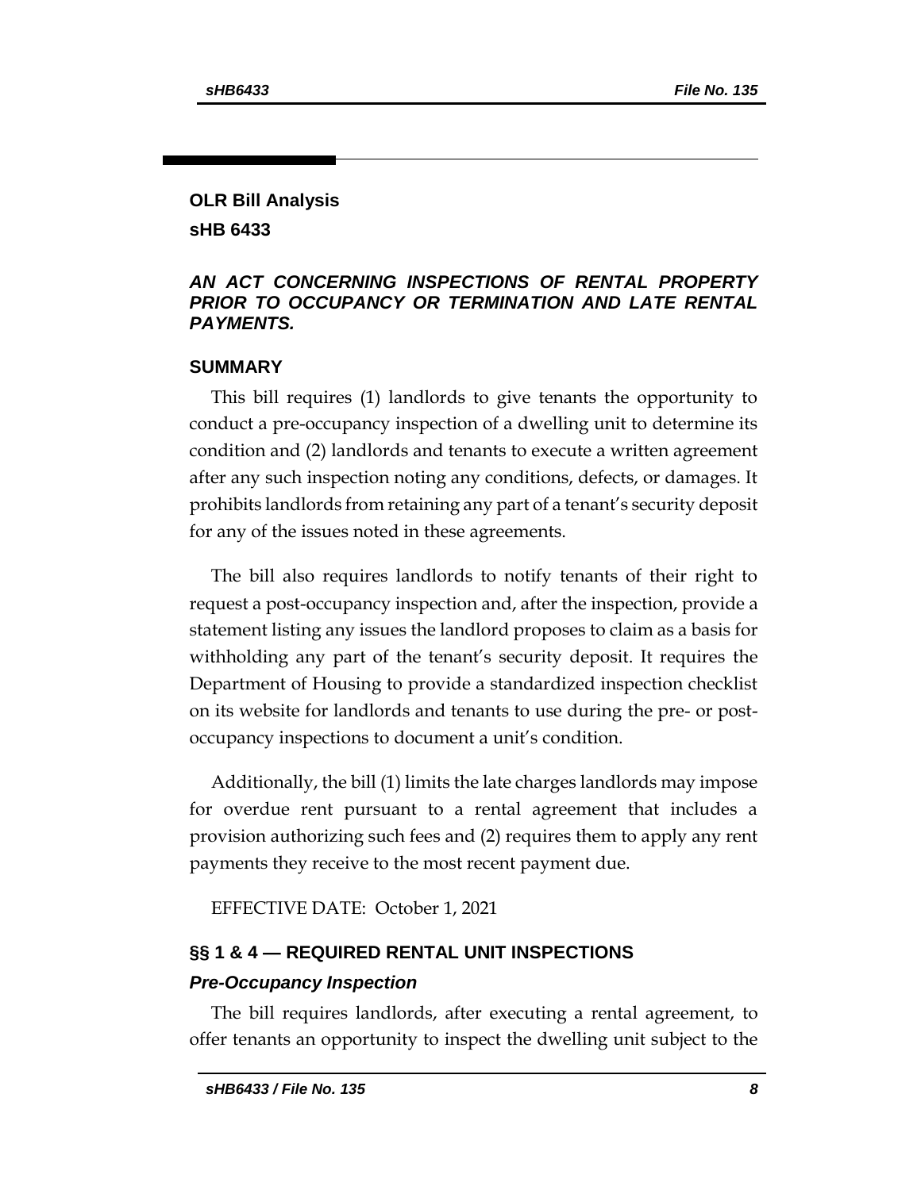## OLR Bill Analysis

## sHB 6433

### *AN ACT CONCERNING INSPECTIONS OF RENTAL PROPERTY PRIOR TO OCCUPANCY OR TERMINATION AND LATE RENTAL PAYMENTS.*

### SUMMARY

This bill requires (1) landlords to give tenants the opportunity to conduct a pre-occupancy inspection of a dwelling unit to determine its condition and (2) landlords and tenants to execute a written agreement after any such inspection noting any conditions, defects, or damages. It prohibits landlords from retaining any part of a tenant's security deposit for any of the issues noted in these agreements.

The bill also requires landlords to notify tenants of their right to request a post-occupancy inspection and, after the inspection, provide a statement listing any issues the landlord proposes to claim as a basis for withholding any part of the tenant's security deposit. It requires the Department of Housing to provide a standardized inspection checklist on its website for landlords and tenants to use during the pre- or post-occupancy inspections to document a unit's condition.

Additionally, the bill (1) limits the late charges landlords may impose for overdue rent pursuant to a rental agreement that includes a provision authorizing such fees and (2) requires them to apply any rent payments they receive to the most recent payment due.

EFFECTIVE DATE: October 1, 2021

### §§ 1 & 4 — REQUIRED RENTAL UNIT INSPECTIONS

#### *Pre-Occupancy Inspection*

The bill requires landlords, after executing a rental agreement, to offer tenants an opportunity to inspect the dwelling unit subject to the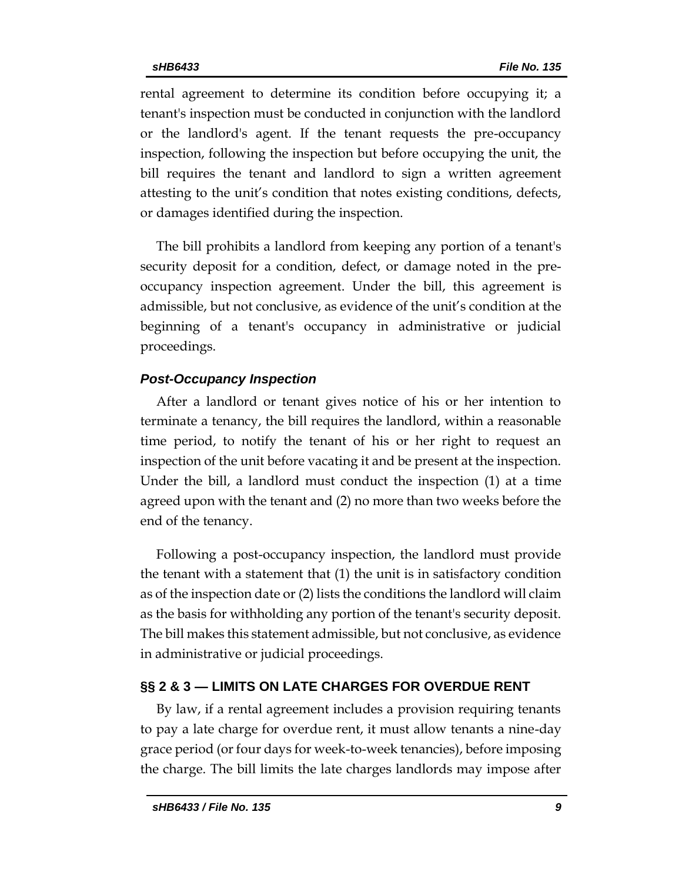rental agreement to determine its condition before occupying it; a tenant's inspection must be conducted in conjunction with the landlord or the landlord's agent. If the tenant requests the pre-occupancy inspection, following the inspection but before occupying the unit, the bill requires the tenant and landlord to sign a written agreement attesting to the unit's condition that notes existing conditions, defects, or damages identified during the inspection.

The bill prohibits a landlord from keeping any portion of a tenant's security deposit for a condition, defect, or damage noted in the pre-occupancy inspection agreement. Under the bill, this agreement is admissible, but not conclusive, as evidence of the unit's condition at the beginning of a tenant's occupancy in administrative or judicial proceedings.

### *Post-Occupancy Inspection*

After a landlord or tenant gives notice of his or her intention to terminate a tenancy, the bill requires the landlord, within a reasonable time period, to notify the tenant of his or her right to request an inspection of the unit before vacating it and be present at the inspection. Under the bill, a landlord must conduct the inspection (1) at a time agreed upon with the tenant and (2) no more than two weeks before the end of the tenancy.

Following a post-occupancy inspection, the landlord must provide the tenant with a statement that (1) the unit is in satisfactory condition as of the inspection date or (2) lists the conditions the landlord will claim as the basis for withholding any portion of the tenant's security deposit. The bill makes this statement admissible, but not conclusive, as evidence in administrative or judicial proceedings.

## §§ 2 & 3 — LIMITS ON LATE CHARGES FOR OVERDUE RENT

By law, if a rental agreement includes a provision requiring tenants to pay a late charge for overdue rent, it must allow tenants a nine-day grace period (or four days for week-to-week tenancies), before imposing the charge. The bill limits the late charges landlords may impose after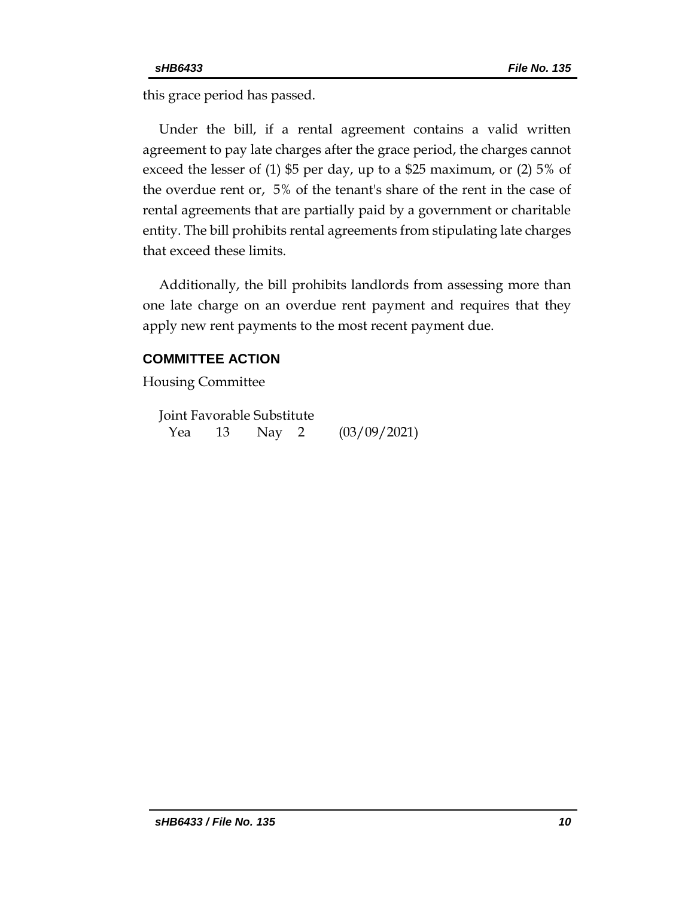this grace period has passed.

Under the bill, if a rental agreement contains a valid written agreement to pay late charges after the grace period, the charges cannot exceed the lesser of (1) $5 per day, up to a $25 maximum, or (2) 5% of the overdue rent or, 5% of the tenant's share of the rent in the case of rental agreements that are partially paid by a government or charitable entity. The bill prohibits rental agreements from stipulating late charges that exceed these limits.

Additionally, the bill prohibits landlords from assessing more than one late charge on an overdue rent payment and requires that they apply new rent payments to the most recent payment due.

## COMMITTEE ACTION

Housing Committee

Joint Favorable Substitute
Yea 13 Nay 2 (03/09/2021)